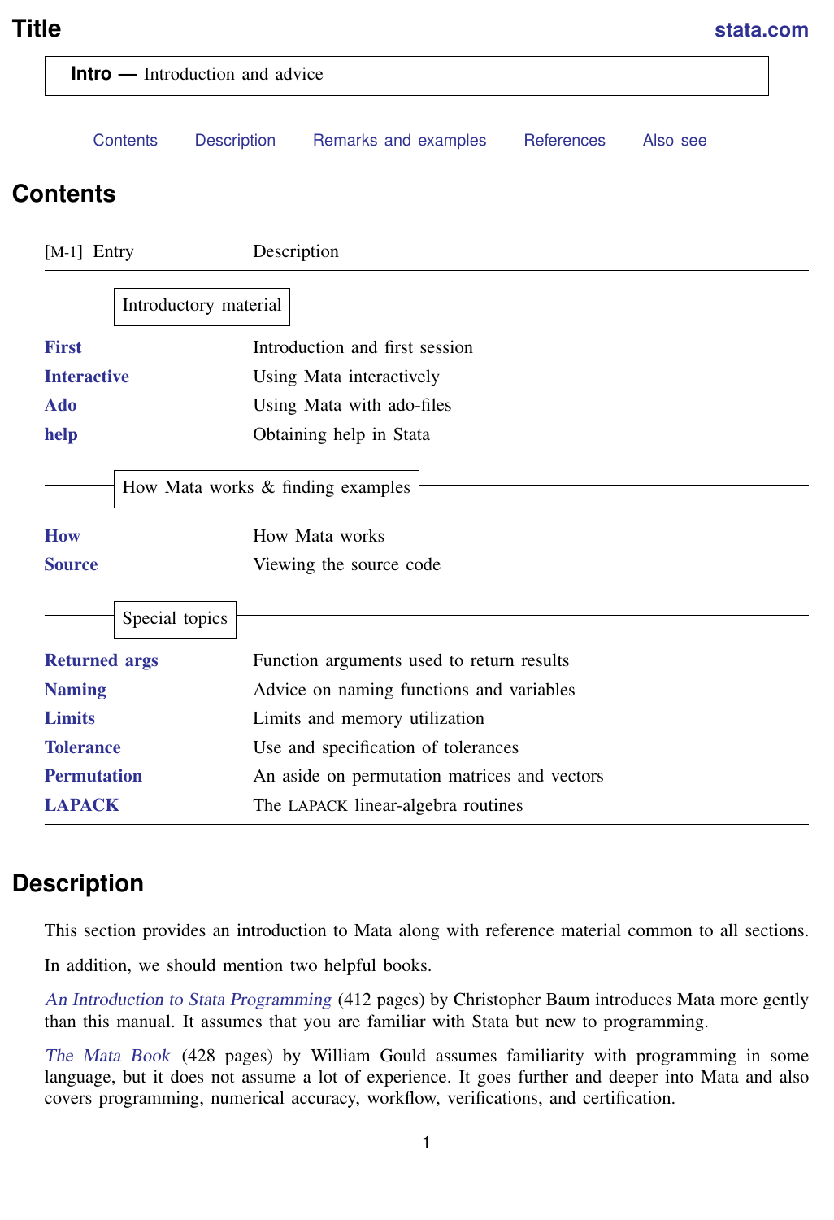# Title

**Intro — Introduction and advice**

Contents    Description    Remarks and examples    References    Also see

## Contents

| [M-1] Entry | Description |
|---|---|
| **Introductory material** | |
| **First** | Introduction and first session |
| **Interactive** | Using Mata interactively |
| **Ado** | Using Mata with ado-files |
| **help** | Obtaining help in Stata |
| **How Mata works & finding examples** | |
| **How** | How Mata works |
| **Source** | Viewing the source code |
| **Special topics** | |
| **Returned args** | Function arguments used to return results |
| **Naming** | Advice on naming functions and variables |
| **Limits** | Limits and memory utilization |
| **Tolerance** | Use and specification of tolerances |
| **Permutation** | An aside on permutation matrices and vectors |
| **LAPACK** | The LAPACK linear-algebra routines |

## Description

This section provides an introduction to Mata along with reference material common to all sections.

In addition, we should mention two helpful books.

*An Introduction to Stata Programming* (412 pages) by Christopher Baum introduces Mata more gently than this manual. It assumes that you are familiar with Stata but new to programming.

*The Mata Book* (428 pages) by William Gould assumes familiarity with programming in some language, but it does not assume a lot of experience. It goes further and deeper into Mata and also covers programming, numerical accuracy, workflow, verifications, and certification.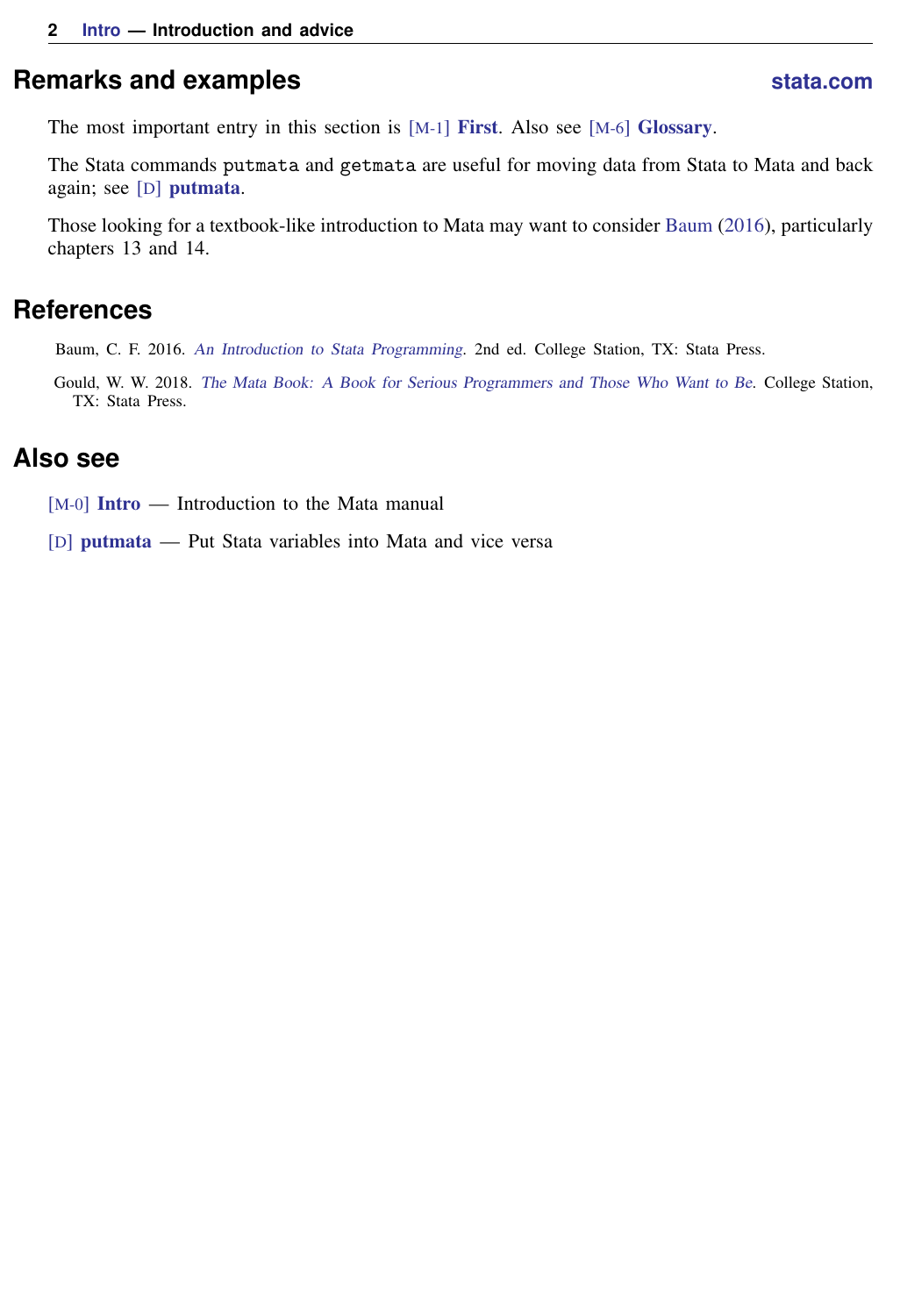## Remarks and examples

stata.com

The most important entry in this section is [M-1] **First**. Also see [M-6] **Glossary**.

The Stata commands `putmata` and `getmata` are useful for moving data from Stata to Mata and back again; see [D] **putmata**.

Those looking for a textbook-like introduction to Mata may want to consider Baum (2016), particularly chapters 13 and 14.

## References

Baum, C. F. 2016. *An Introduction to Stata Programming*. 2nd ed. College Station, TX: Stata Press.

Gould, W. W. 2018. *The Mata Book: A Book for Serious Programmers and Those Who Want to Be*. College Station, TX: Stata Press.

## Also see

[M-0] **Intro** — Introduction to the Mata manual

[D] **putmata** — Put Stata variables into Mata and vice versa